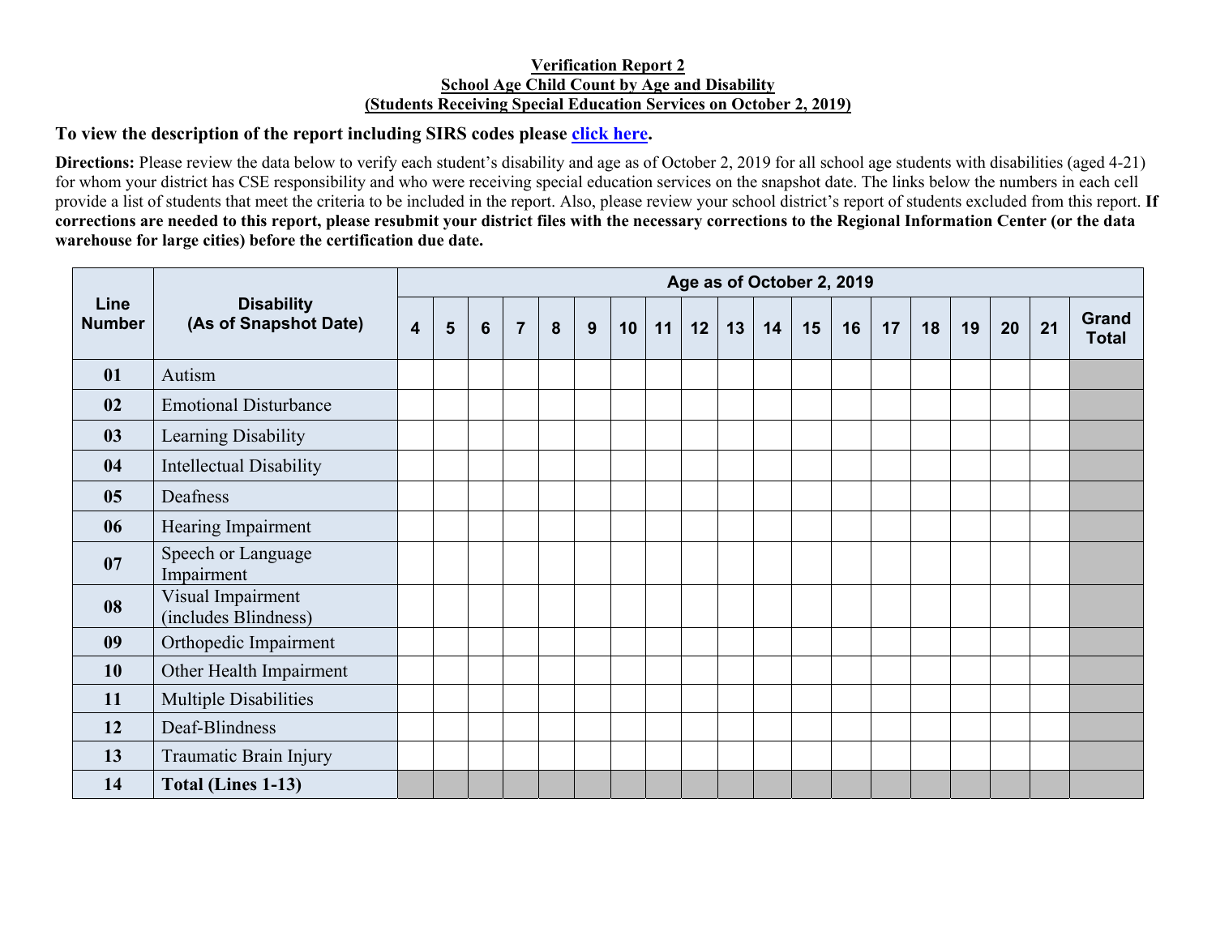**Verification Report 2**
**School Age Child Count by Age and Disability**
**(Students Receiving Special Education Services on October 2, 2019)**

**To view the description of the report including SIRS codes please click here.**

**Directions:** Please review the data below to verify each student's disability and age as of October 2, 2019 for all school age students with disabilities (aged 4-21) for whom your district has CSE responsibility and who were receiving special education services on the snapshot date. The links below the numbers in each cell provide a list of students that meet the criteria to be included in the report. Also, please review your school district's report of students excluded from this report. **If corrections are needed to this report, please resubmit your district files with the necessary corrections to the Regional Information Center (or the data warehouse for large cities) before the certification due date.**

| Line Number | Disability (As of Snapshot Date) | Age as of October 2, 2019 | | | | | | | | | | | | | | | | | | |
|---|---|---|---|---|---|---|---|---|---|---|---|---|---|---|---|---|---|---|---|---|
| | | 4 | 5 | 6 | 7 | 8 | 9 | 10 | 11 | 12 | 13 | 14 | 15 | 16 | 17 | 18 | 19 | 20 | 21 | Grand Total |
| 01 | Autism | | | | | | | | | | | | | | | | | | | |
| 02 | Emotional Disturbance | | | | | | | | | | | | | | | | | | | |
| 03 | Learning Disability | | | | | | | | | | | | | | | | | | | |
| 04 | Intellectual Disability | | | | | | | | | | | | | | | | | | | |
| 05 | Deafness | | | | | | | | | | | | | | | | | | | |
| 06 | Hearing Impairment | | | | | | | | | | | | | | | | | | | |
| 07 | Speech or Language Impairment | | | | | | | | | | | | | | | | | | | |
| 08 | Visual Impairment (includes Blindness) | | | | | | | | | | | | | | | | | | | |
| 09 | Orthopedic Impairment | | | | | | | | | | | | | | | | | | | |
| 10 | Other Health Impairment | | | | | | | | | | | | | | | | | | | |
| 11 | Multiple Disabilities | | | | | | | | | | | | | | | | | | | |
| 12 | Deaf-Blindness | | | | | | | | | | | | | | | | | | | |
| 13 | Traumatic Brain Injury | | | | | | | | | | | | | | | | | | | |
| 14 | **Total (Lines 1-13)** | | | | | | | | | | | | | | | | | | | |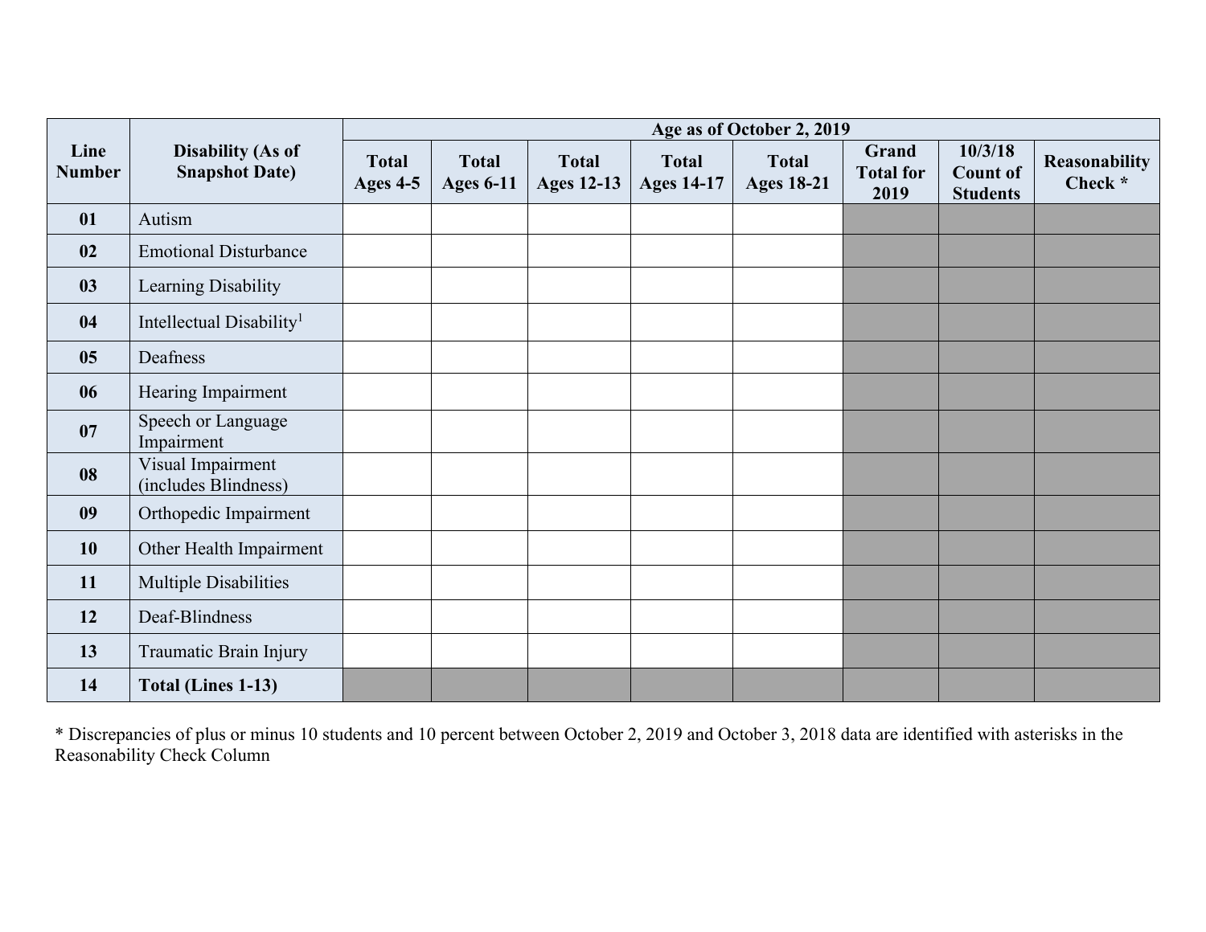| Line Number | Disability (As of Snapshot Date) | Age as of October 2, 2019 | | | | | | | |
|---|---|---|---|---|---|---|---|---|---|
| | | Total Ages 4-5 | Total Ages 6-11 | Total Ages 12-13 | Total Ages 14-17 | Total Ages 18-21 | Grand Total for 2019 | 10/3/18 Count of Students | Reasonability Check * |
| **01** | Autism | | | | | | | | |
| **02** | Emotional Disturbance | | | | | | | | |
| **03** | Learning Disability | | | | | | | | |
| **04** | Intellectual Disability[1] | | | | | | | | |
| **05** | Deafness | | | | | | | | |
| **06** | Hearing Impairment | | | | | | | | |
| **07** | Speech or Language Impairment | | | | | | | | |
| **08** | Visual Impairment (includes Blindness) | | | | | | | | |
| **09** | Orthopedic Impairment | | | | | | | | |
| **10** | Other Health Impairment | | | | | | | | |
| **11** | Multiple Disabilities | | | | | | | | |
| **12** | Deaf-Blindness | | | | | | | | |
| **13** | Traumatic Brain Injury | | | | | | | | |
| **14** | **Total (Lines 1-13)** | | | | | | | | |

* Discrepancies of plus or minus 10 students and 10 percent between October 2, 2019 and October 3, 2018 data are identified with asterisks in the Reasonability Check Column